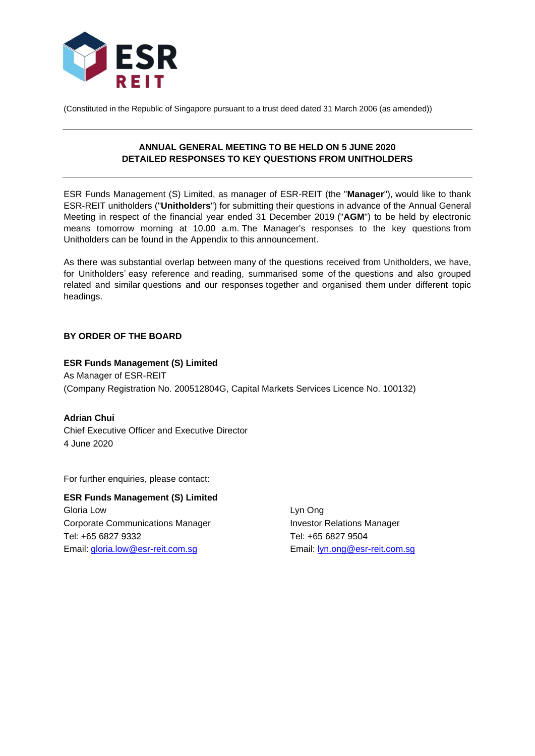ESR REIT

(Constituted in the Republic of Singapore pursuant to a trust deed dated 31 March 2006 (as amended))

---

## ANNUAL GENERAL MEETING TO BE HELD ON 5 JUNE 2020
## DETAILED RESPONSES TO KEY QUESTIONS FROM UNITHOLDERS

---

ESR Funds Management (S) Limited, as manager of ESR-REIT (the "**Manager**"), would like to thank ESR-REIT unitholders ("**Unitholders**") for submitting their questions in advance of the Annual General Meeting in respect of the financial year ended 31 December 2019 ("**AGM**") to be held by electronic means tomorrow morning at 10.00 a.m. The Manager's responses to the key questions from Unitholders can be found in the Appendix to this announcement.

As there was substantial overlap between many of the questions received from Unitholders, we have, for Unitholders' easy reference and reading, summarised some of the questions and also grouped related and similar questions and our responses together and organised them under different topic headings.

**BY ORDER OF THE BOARD**

**ESR Funds Management (S) Limited**
As Manager of ESR-REIT
(Company Registration No. 200512804G, Capital Markets Services Licence No. 100132)

**Adrian Chui**
Chief Executive Officer and Executive Director
4 June 2020

For further enquiries, please contact:

**ESR Funds Management (S) Limited**

Gloria Low
Corporate Communications Manager
Tel: +65 6827 9332
Email: gloria.low@esr-reit.com.sg

Lyn Ong
Investor Relations Manager
Tel: +65 6827 9504
Email: lyn.ong@esr-reit.com.sg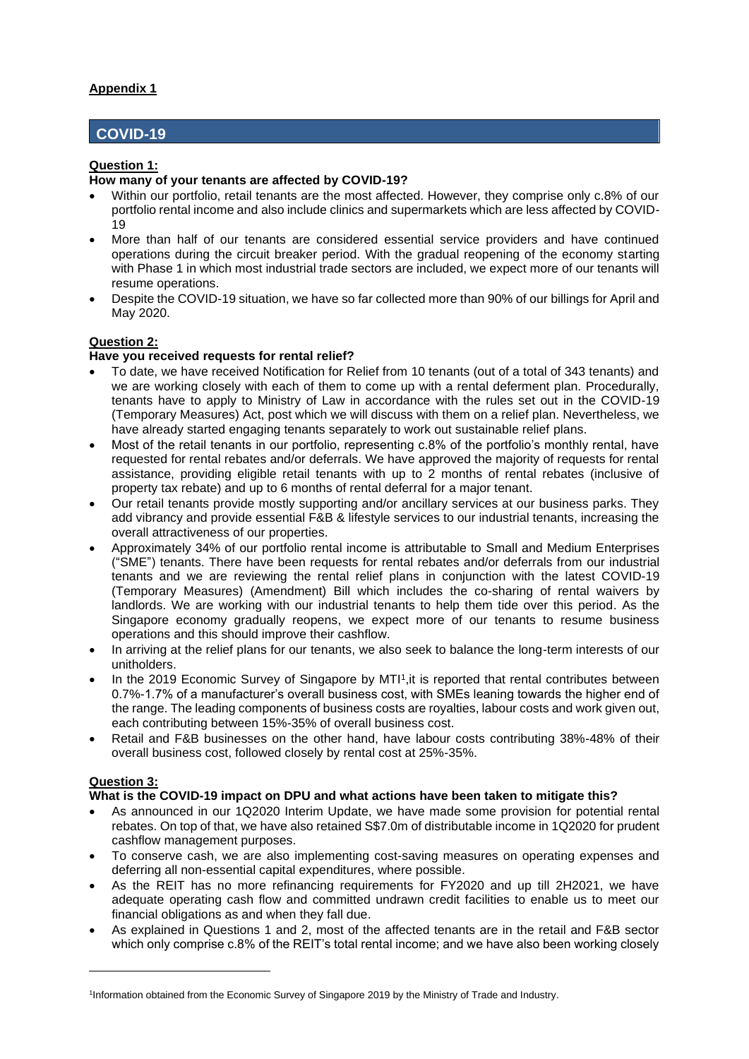**Appendix 1**

## COVID-19

**Question 1:**

**How many of your tenants are affected by COVID-19?**

- Within our portfolio, retail tenants are the most affected. However, they comprise only c.8% of our portfolio rental income and also include clinics and supermarkets which are less affected by COVID-19
- More than half of our tenants are considered essential service providers and have continued operations during the circuit breaker period. With the gradual reopening of the economy starting with Phase 1 in which most industrial trade sectors are included, we expect more of our tenants will resume operations.
- Despite the COVID-19 situation, we have so far collected more than 90% of our billings for April and May 2020.

**Question 2:**

**Have you received requests for rental relief?**

- To date, we have received Notification for Relief from 10 tenants (out of a total of 343 tenants) and we are working closely with each of them to come up with a rental deferment plan. Procedurally, tenants have to apply to Ministry of Law in accordance with the rules set out in the COVID-19 (Temporary Measures) Act, post which we will discuss with them on a relief plan. Nevertheless, we have already started engaging tenants separately to work out sustainable relief plans.
- Most of the retail tenants in our portfolio, representing c.8% of the portfolio's monthly rental, have requested for rental rebates and/or deferrals. We have approved the majority of requests for rental assistance, providing eligible retail tenants with up to 2 months of rental rebates (inclusive of property tax rebate) and up to 6 months of rental deferral for a major tenant.
- Our retail tenants provide mostly supporting and/or ancillary services at our business parks. They add vibrancy and provide essential F&B & lifestyle services to our industrial tenants, increasing the overall attractiveness of our properties.
- Approximately 34% of our portfolio rental income is attributable to Small and Medium Enterprises ("SME") tenants. There have been requests for rental rebates and/or deferrals from our industrial tenants and we are reviewing the rental relief plans in conjunction with the latest COVID-19 (Temporary Measures) (Amendment) Bill which includes the co-sharing of rental waivers by landlords. We are working with our industrial tenants to help them tide over this period. As the Singapore economy gradually reopens, we expect more of our tenants to resume business operations and this should improve their cashflow.
- In arriving at the relief plans for our tenants, we also seek to balance the long-term interests of our unitholders.
- In the 2019 Economic Survey of Singapore by MTI[1],it is reported that rental contributes between 0.7%-1.7% of a manufacturer's overall business cost, with SMEs leaning towards the higher end of the range. The leading components of business costs are royalties, labour costs and work given out, each contributing between 15%-35% of overall business cost.
- Retail and F&B businesses on the other hand, have labour costs contributing 38%-48% of their overall business cost, followed closely by rental cost at 25%-35%.

**Question 3:**

**What is the COVID-19 impact on DPU and what actions have been taken to mitigate this?**

- As announced in our 1Q2020 Interim Update, we have made some provision for potential rental rebates. On top of that, we have also retained S$7.0m of distributable income in 1Q2020 for prudent cashflow management purposes.
- To conserve cash, we are also implementing cost-saving measures on operating expenses and deferring all non-essential capital expenditures, where possible.
- As the REIT has no more refinancing requirements for FY2020 and up till 2H2021, we have adequate operating cash flow and committed undrawn credit facilities to enable us to meet our financial obligations as and when they fall due.
- As explained in Questions 1 and 2, most of the affected tenants are in the retail and F&B sector which only comprise c.8% of the REIT's total rental income; and we have also been working closely

[1]Information obtained from the Economic Survey of Singapore 2019 by the Ministry of Trade and Industry.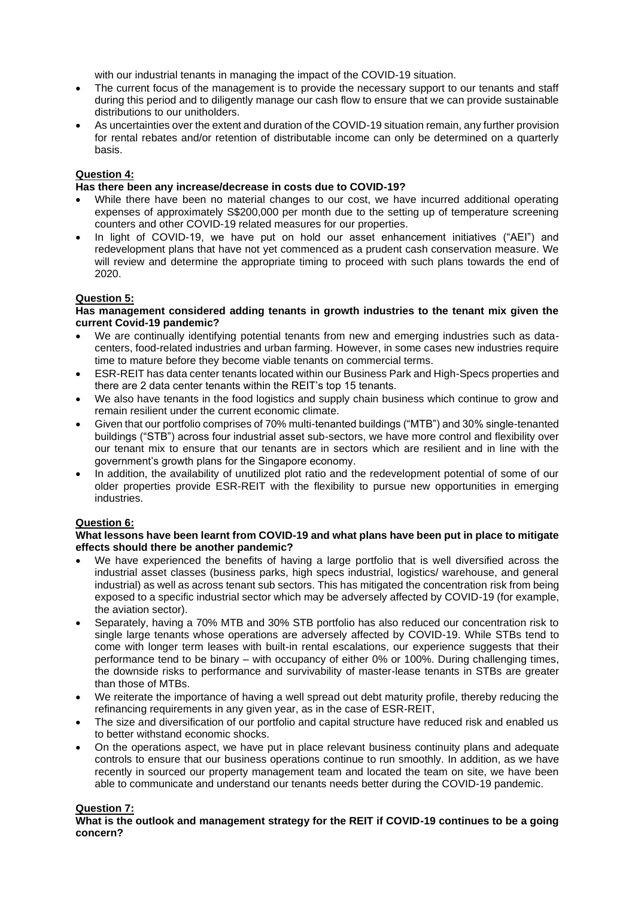with our industrial tenants in managing the impact of the COVID-19 situation.

- The current focus of the management is to provide the necessary support to our tenants and staff during this period and to diligently manage our cash flow to ensure that we can provide sustainable distributions to our unitholders.
- As uncertainties over the extent and duration of the COVID-19 situation remain, any further provision for rental rebates and/or retention of distributable income can only be determined on a quarterly basis.

**Question 4:**

**Has there been any increase/decrease in costs due to COVID-19?**

- While there have been no material changes to our cost, we have incurred additional operating expenses of approximately S$200,000 per month due to the setting up of temperature screening counters and other COVID-19 related measures for our properties.
- In light of COVID-19, we have put on hold our asset enhancement initiatives ("AEI") and redevelopment plans that have not yet commenced as a prudent cash conservation measure. We will review and determine the appropriate timing to proceed with such plans towards the end of 2020.

**Question 5:**

**Has management considered adding tenants in growth industries to the tenant mix given the current Covid-19 pandemic?**

- We are continually identifying potential tenants from new and emerging industries such as data-centers, food-related industries and urban farming. However, in some cases new industries require time to mature before they become viable tenants on commercial terms.
- ESR-REIT has data center tenants located within our Business Park and High-Specs properties and there are 2 data center tenants within the REIT's top 15 tenants.
- We also have tenants in the food logistics and supply chain business which continue to grow and remain resilient under the current economic climate.
- Given that our portfolio comprises of 70% multi-tenanted buildings ("MTB") and 30% single-tenanted buildings ("STB") across four industrial asset sub-sectors, we have more control and flexibility over our tenant mix to ensure that our tenants are in sectors which are resilient and in line with the government's growth plans for the Singapore economy.
- In addition, the availability of unutilized plot ratio and the redevelopment potential of some of our older properties provide ESR-REIT with the flexibility to pursue new opportunities in emerging industries.

**Question 6:**

**What lessons have been learnt from COVID-19 and what plans have been put in place to mitigate effects should there be another pandemic?**

- We have experienced the benefits of having a large portfolio that is well diversified across the industrial asset classes (business parks, high specs industrial, logistics/ warehouse, and general industrial) as well as across tenant sub sectors. This has mitigated the concentration risk from being exposed to a specific industrial sector which may be adversely affected by COVID-19 (for example, the aviation sector).
- Separately, having a 70% MTB and 30% STB portfolio has also reduced our concentration risk to single large tenants whose operations are adversely affected by COVID-19. While STBs tend to come with longer term leases with built-in rental escalations, our experience suggests that their performance tend to be binary – with occupancy of either 0% or 100%. During challenging times, the downside risks to performance and survivability of master-lease tenants in STBs are greater than those of MTBs.
- We reiterate the importance of having a well spread out debt maturity profile, thereby reducing the refinancing requirements in any given year, as in the case of ESR-REIT,
- The size and diversification of our portfolio and capital structure have reduced risk and enabled us to better withstand economic shocks.
- On the operations aspect, we have put in place relevant business continuity plans and adequate controls to ensure that our business operations continue to run smoothly. In addition, as we have recently in sourced our property management team and located the team on site, we have been able to communicate and understand our tenants needs better during the COVID-19 pandemic.

**Question 7:**

**What is the outlook and management strategy for the REIT if COVID-19 continues to be a going concern?**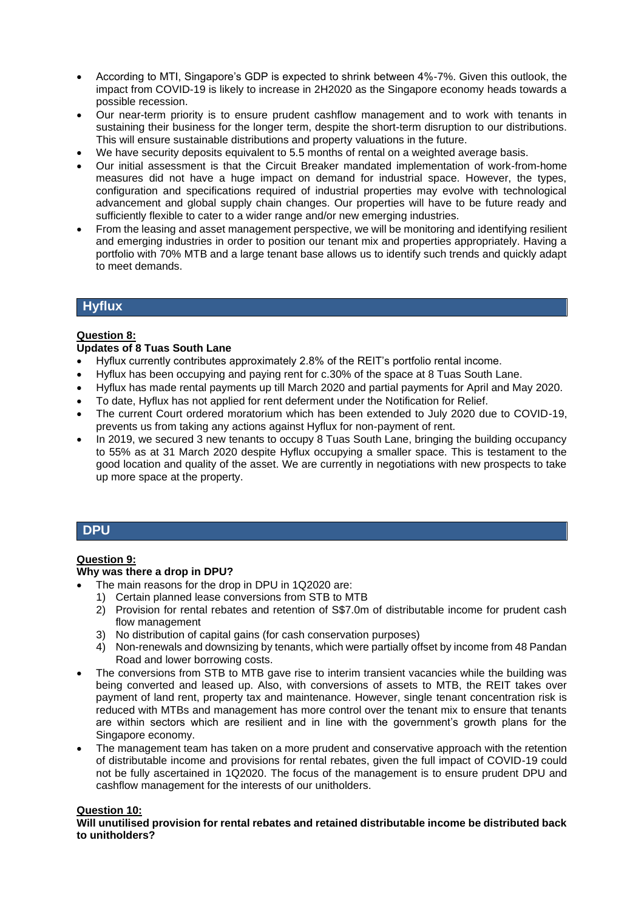- According to MTI, Singapore's GDP is expected to shrink between 4%-7%. Given this outlook, the impact from COVID-19 is likely to increase in 2H2020 as the Singapore economy heads towards a possible recession.
- Our near-term priority is to ensure prudent cashflow management and to work with tenants in sustaining their business for the longer term, despite the short-term disruption to our distributions. This will ensure sustainable distributions and property valuations in the future.
- We have security deposits equivalent to 5.5 months of rental on a weighted average basis.
- Our initial assessment is that the Circuit Breaker mandated implementation of work-from-home measures did not have a huge impact on demand for industrial space. However, the types, configuration and specifications required of industrial properties may evolve with technological advancement and global supply chain changes. Our properties will have to be future ready and sufficiently flexible to cater to a wider range and/or new emerging industries.
- From the leasing and asset management perspective, we will be monitoring and identifying resilient and emerging industries in order to position our tenant mix and properties appropriately. Having a portfolio with 70% MTB and a large tenant base allows us to identify such trends and quickly adapt to meet demands.

## Hyflux

**Question 8:**

**Updates of 8 Tuas South Lane**

- Hyflux currently contributes approximately 2.8% of the REIT's portfolio rental income.
- Hyflux has been occupying and paying rent for c.30% of the space at 8 Tuas South Lane.
- Hyflux has made rental payments up till March 2020 and partial payments for April and May 2020.
- To date, Hyflux has not applied for rent deferment under the Notification for Relief.
- The current Court ordered moratorium which has been extended to July 2020 due to COVID-19, prevents us from taking any actions against Hyflux for non-payment of rent.
- In 2019, we secured 3 new tenants to occupy 8 Tuas South Lane, bringing the building occupancy to 55% as at 31 March 2020 despite Hyflux occupying a smaller space. This is testament to the good location and quality of the asset. We are currently in negotiations with new prospects to take up more space at the property.

## DPU

**Question 9:**

**Why was there a drop in DPU?**

- The main reasons for the drop in DPU in 1Q2020 are:
  1) Certain planned lease conversions from STB to MTB
  2) Provision for rental rebates and retention of S$7.0m of distributable income for prudent cash flow management
  3) No distribution of capital gains (for cash conservation purposes)
  4) Non-renewals and downsizing by tenants, which were partially offset by income from 48 Pandan Road and lower borrowing costs.
- The conversions from STB to MTB gave rise to interim transient vacancies while the building was being converted and leased up. Also, with conversions of assets to MTB, the REIT takes over payment of land rent, property tax and maintenance. However, single tenant concentration risk is reduced with MTBs and management has more control over the tenant mix to ensure that tenants are within sectors which are resilient and in line with the government's growth plans for the Singapore economy.
- The management team has taken on a more prudent and conservative approach with the retention of distributable income and provisions for rental rebates, given the full impact of COVID-19 could not be fully ascertained in 1Q2020. The focus of the management is to ensure prudent DPU and cashflow management for the interests of our unitholders.

**Question 10:**

**Will unutilised provision for rental rebates and retained distributable income be distributed back to unitholders?**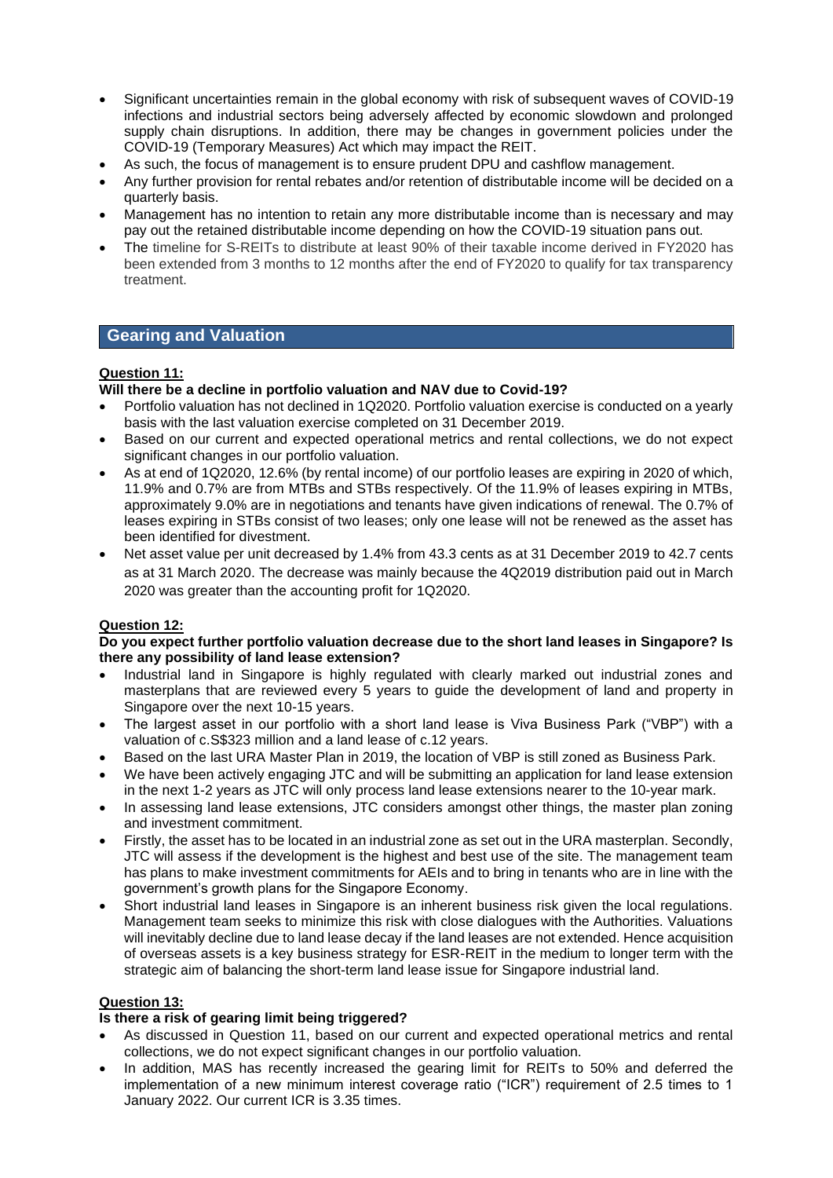- Significant uncertainties remain in the global economy with risk of subsequent waves of COVID-19 infections and industrial sectors being adversely affected by economic slowdown and prolonged supply chain disruptions. In addition, there may be changes in government policies under the COVID-19 (Temporary Measures) Act which may impact the REIT.
- As such, the focus of management is to ensure prudent DPU and cashflow management.
- Any further provision for rental rebates and/or retention of distributable income will be decided on a quarterly basis.
- Management has no intention to retain any more distributable income than is necessary and may pay out the retained distributable income depending on how the COVID-19 situation pans out.
- The timeline for S-REITs to distribute at least 90% of their taxable income derived in FY2020 has been extended from 3 months to 12 months after the end of FY2020 to qualify for tax transparency treatment.

## Gearing and Valuation

**Question 11:**

**Will there be a decline in portfolio valuation and NAV due to Covid-19?**

- Portfolio valuation has not declined in 1Q2020. Portfolio valuation exercise is conducted on a yearly basis with the last valuation exercise completed on 31 December 2019.
- Based on our current and expected operational metrics and rental collections, we do not expect significant changes in our portfolio valuation.
- As at end of 1Q2020, 12.6% (by rental income) of our portfolio leases are expiring in 2020 of which, 11.9% and 0.7% are from MTBs and STBs respectively. Of the 11.9% of leases expiring in MTBs, approximately 9.0% are in negotiations and tenants have given indications of renewal. The 0.7% of leases expiring in STBs consist of two leases; only one lease will not be renewed as the asset has been identified for divestment.
- Net asset value per unit decreased by 1.4% from 43.3 cents as at 31 December 2019 to 42.7 cents as at 31 March 2020. The decrease was mainly because the 4Q2019 distribution paid out in March 2020 was greater than the accounting profit for 1Q2020.

**Question 12:**

**Do you expect further portfolio valuation decrease due to the short land leases in Singapore? Is there any possibility of land lease extension?**

- Industrial land in Singapore is highly regulated with clearly marked out industrial zones and masterplans that are reviewed every 5 years to guide the development of land and property in Singapore over the next 10-15 years.
- The largest asset in our portfolio with a short land lease is Viva Business Park ("VBP") with a valuation of c.S$323 million and a land lease of c.12 years.
- Based on the last URA Master Plan in 2019, the location of VBP is still zoned as Business Park.
- We have been actively engaging JTC and will be submitting an application for land lease extension in the next 1-2 years as JTC will only process land lease extensions nearer to the 10-year mark.
- In assessing land lease extensions, JTC considers amongst other things, the master plan zoning and investment commitment.
- Firstly, the asset has to be located in an industrial zone as set out in the URA masterplan. Secondly, JTC will assess if the development is the highest and best use of the site. The management team has plans to make investment commitments for AEIs and to bring in tenants who are in line with the government's growth plans for the Singapore Economy.
- Short industrial land leases in Singapore is an inherent business risk given the local regulations. Management team seeks to minimize this risk with close dialogues with the Authorities. Valuations will inevitably decline due to land lease decay if the land leases are not extended. Hence acquisition of overseas assets is a key business strategy for ESR-REIT in the medium to longer term with the strategic aim of balancing the short-term land lease issue for Singapore industrial land.

**Question 13:**

**Is there a risk of gearing limit being triggered?**

- As discussed in Question 11, based on our current and expected operational metrics and rental collections, we do not expect significant changes in our portfolio valuation.
- In addition, MAS has recently increased the gearing limit for REITs to 50% and deferred the implementation of a new minimum interest coverage ratio ("ICR") requirement of 2.5 times to 1 January 2022. Our current ICR is 3.35 times.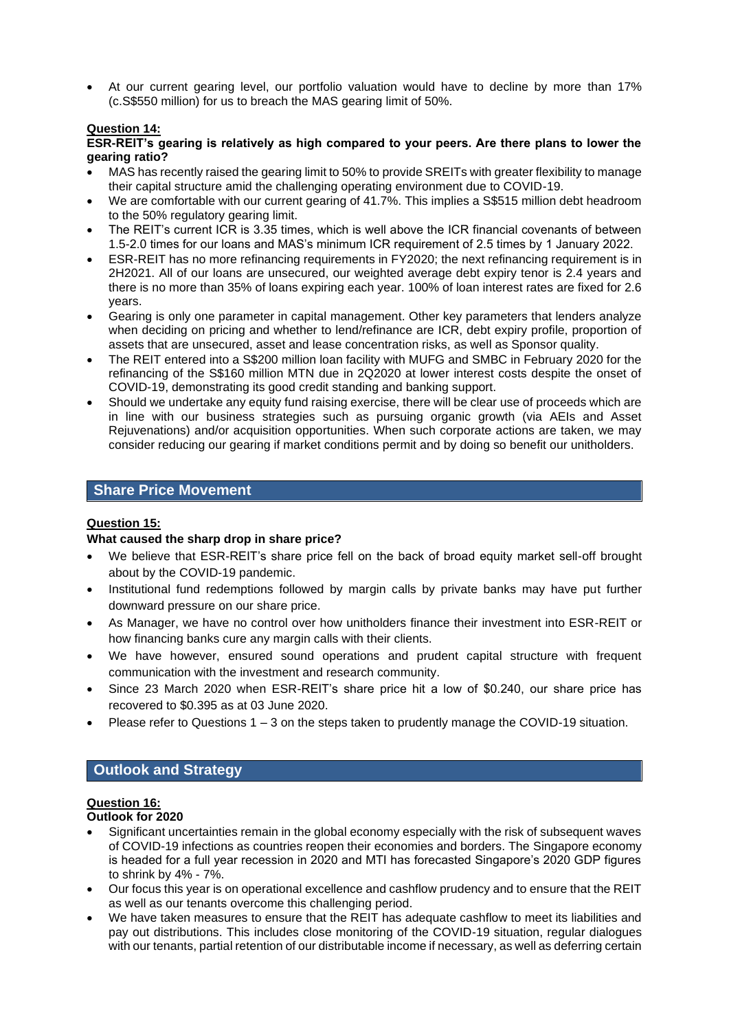- At our current gearing level, our portfolio valuation would have to decline by more than 17% (c.S$550 million) for us to breach the MAS gearing limit of 50%.

**Question 14:**

**ESR-REIT's gearing is relatively as high compared to your peers. Are there plans to lower the gearing ratio?**

- MAS has recently raised the gearing limit to 50% to provide SREITs with greater flexibility to manage their capital structure amid the challenging operating environment due to COVID-19.
- We are comfortable with our current gearing of 41.7%. This implies a S$515 million debt headroom to the 50% regulatory gearing limit.
- The REIT's current ICR is 3.35 times, which is well above the ICR financial covenants of between 1.5-2.0 times for our loans and MAS's minimum ICR requirement of 2.5 times by 1 January 2022.
- ESR-REIT has no more refinancing requirements in FY2020; the next refinancing requirement is in 2H2021. All of our loans are unsecured, our weighted average debt expiry tenor is 2.4 years and there is no more than 35% of loans expiring each year. 100% of loan interest rates are fixed for 2.6 years.
- Gearing is only one parameter in capital management. Other key parameters that lenders analyze when deciding on pricing and whether to lend/refinance are ICR, debt expiry profile, proportion of assets that are unsecured, asset and lease concentration risks, as well as Sponsor quality.
- The REIT entered into a S$200 million loan facility with MUFG and SMBC in February 2020 for the refinancing of the S$160 million MTN due in 2Q2020 at lower interest costs despite the onset of COVID-19, demonstrating its good credit standing and banking support.
- Should we undertake any equity fund raising exercise, there will be clear use of proceeds which are in line with our business strategies such as pursuing organic growth (via AEIs and Asset Rejuvenations) and/or acquisition opportunities. When such corporate actions are taken, we may consider reducing our gearing if market conditions permit and by doing so benefit our unitholders.

## Share Price Movement

**Question 15:**

**What caused the sharp drop in share price?**

- We believe that ESR-REIT's share price fell on the back of broad equity market sell-off brought about by the COVID-19 pandemic.
- Institutional fund redemptions followed by margin calls by private banks may have put further downward pressure on our share price.
- As Manager, we have no control over how unitholders finance their investment into ESR-REIT or how financing banks cure any margin calls with their clients.
- We have however, ensured sound operations and prudent capital structure with frequent communication with the investment and research community.
- Since 23 March 2020 when ESR-REIT's share price hit a low of $0.240, our share price has recovered to $0.395 as at 03 June 2020.
- Please refer to Questions 1 – 3 on the steps taken to prudently manage the COVID-19 situation.

## Outlook and Strategy

**Question 16:**

**Outlook for 2020**

- Significant uncertainties remain in the global economy especially with the risk of subsequent waves of COVID-19 infections as countries reopen their economies and borders. The Singapore economy is headed for a full year recession in 2020 and MTI has forecasted Singapore's 2020 GDP figures to shrink by 4% - 7%.
- Our focus this year is on operational excellence and cashflow prudency and to ensure that the REIT as well as our tenants overcome this challenging period.
- We have taken measures to ensure that the REIT has adequate cashflow to meet its liabilities and pay out distributions. This includes close monitoring of the COVID-19 situation, regular dialogues with our tenants, partial retention of our distributable income if necessary, as well as deferring certain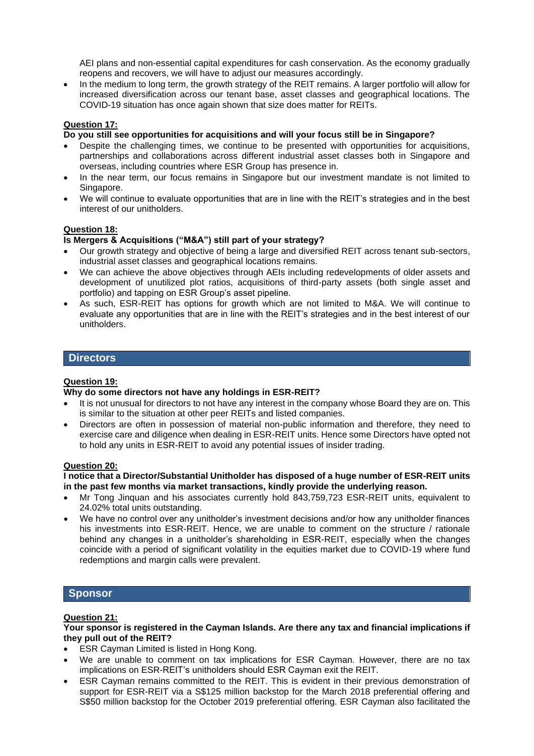AEI plans and non-essential capital expenditures for cash conservation. As the economy gradually reopens and recovers, we will have to adjust our measures accordingly.

- In the medium to long term, the growth strategy of the REIT remains. A larger portfolio will allow for increased diversification across our tenant base, asset classes and geographical locations. The COVID-19 situation has once again shown that size does matter for REITs.

**Question 17:**

**Do you still see opportunities for acquisitions and will your focus still be in Singapore?**

- Despite the challenging times, we continue to be presented with opportunities for acquisitions, partnerships and collaborations across different industrial asset classes both in Singapore and overseas, including countries where ESR Group has presence in.
- In the near term, our focus remains in Singapore but our investment mandate is not limited to Singapore.
- We will continue to evaluate opportunities that are in line with the REIT's strategies and in the best interest of our unitholders.

**Question 18:**

**Is Mergers & Acquisitions ("M&A") still part of your strategy?**

- Our growth strategy and objective of being a large and diversified REIT across tenant sub-sectors, industrial asset classes and geographical locations remains.
- We can achieve the above objectives through AEIs including redevelopments of older assets and development of unutilized plot ratios, acquisitions of third-party assets (both single asset and portfolio) and tapping on ESR Group's asset pipeline.
- As such, ESR-REIT has options for growth which are not limited to M&A. We will continue to evaluate any opportunities that are in line with the REIT's strategies and in the best interest of our unitholders.

## Directors

**Question 19:**

**Why do some directors not have any holdings in ESR-REIT?**

- It is not unusual for directors to not have any interest in the company whose Board they are on. This is similar to the situation at other peer REITs and listed companies.
- Directors are often in possession of material non-public information and therefore, they need to exercise care and diligence when dealing in ESR-REIT units. Hence some Directors have opted not to hold any units in ESR-REIT to avoid any potential issues of insider trading.

**Question 20:**

**I notice that a Director/Substantial Unitholder has disposed of a huge number of ESR-REIT units in the past few months via market transactions, kindly provide the underlying reason.**

- Mr Tong Jinquan and his associates currently hold 843,759,723 ESR-REIT units, equivalent to 24.02% total units outstanding.
- We have no control over any unitholder's investment decisions and/or how any unitholder finances his investments into ESR-REIT. Hence, we are unable to comment on the structure / rationale behind any changes in a unitholder's shareholding in ESR-REIT, especially when the changes coincide with a period of significant volatility in the equities market due to COVID-19 where fund redemptions and margin calls were prevalent.

## Sponsor

**Question 21:**

**Your sponsor is registered in the Cayman Islands. Are there any tax and financial implications if they pull out of the REIT?**

- ESR Cayman Limited is listed in Hong Kong.
- We are unable to comment on tax implications for ESR Cayman. However, there are no tax implications on ESR-REIT's unitholders should ESR Cayman exit the REIT.
- ESR Cayman remains committed to the REIT. This is evident in their previous demonstration of support for ESR-REIT via a S$125 million backstop for the March 2018 preferential offering and S$50 million backstop for the October 2019 preferential offering. ESR Cayman also facilitated the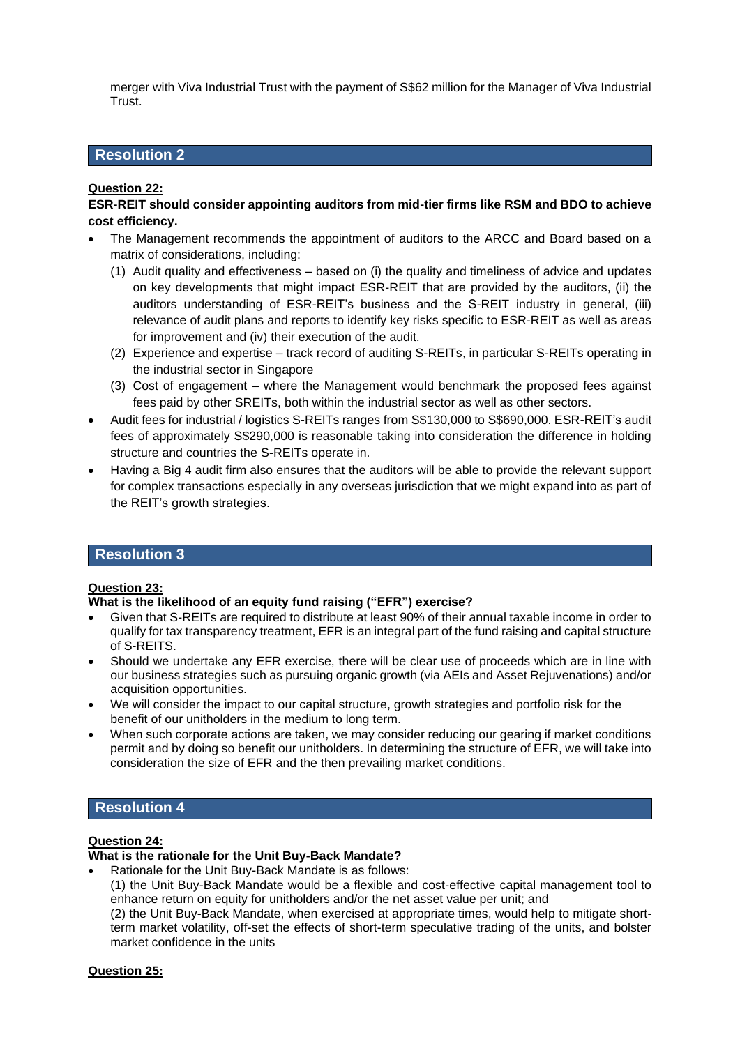merger with Viva Industrial Trust with the payment of S$62 million for the Manager of Viva Industrial Trust.

## Resolution 2

**Question 22:**

**ESR-REIT should consider appointing auditors from mid-tier firms like RSM and BDO to achieve cost efficiency.**

- The Management recommends the appointment of auditors to the ARCC and Board based on a matrix of considerations, including:
  (1) Audit quality and effectiveness – based on (i) the quality and timeliness of advice and updates on key developments that might impact ESR-REIT that are provided by the auditors, (ii) the auditors understanding of ESR-REIT's business and the S-REIT industry in general, (iii) relevance of audit plans and reports to identify key risks specific to ESR-REIT as well as areas for improvement and (iv) their execution of the audit.
  (2) Experience and expertise – track record of auditing S-REITs, in particular S-REITs operating in the industrial sector in Singapore
  (3) Cost of engagement – where the Management would benchmark the proposed fees against fees paid by other SREITs, both within the industrial sector as well as other sectors.
- Audit fees for industrial / logistics S-REITs ranges from S$130,000 to S$690,000. ESR-REIT's audit fees of approximately S$290,000 is reasonable taking into consideration the difference in holding structure and countries the S-REITs operate in.
- Having a Big 4 audit firm also ensures that the auditors will be able to provide the relevant support for complex transactions especially in any overseas jurisdiction that we might expand into as part of the REIT's growth strategies.

## Resolution 3

**Question 23:**

**What is the likelihood of an equity fund raising ("EFR") exercise?**

- Given that S-REITs are required to distribute at least 90% of their annual taxable income in order to qualify for tax transparency treatment, EFR is an integral part of the fund raising and capital structure of S-REITS.
- Should we undertake any EFR exercise, there will be clear use of proceeds which are in line with our business strategies such as pursuing organic growth (via AEIs and Asset Rejuvenations) and/or acquisition opportunities.
- We will consider the impact to our capital structure, growth strategies and portfolio risk for the benefit of our unitholders in the medium to long term.
- When such corporate actions are taken, we may consider reducing our gearing if market conditions permit and by doing so benefit our unitholders. In determining the structure of EFR, we will take into consideration the size of EFR and the then prevailing market conditions.

## Resolution 4

**Question 24:**

**What is the rationale for the Unit Buy-Back Mandate?**

- Rationale for the Unit Buy-Back Mandate is as follows:
  (1) the Unit Buy-Back Mandate would be a flexible and cost-effective capital management tool to enhance return on equity for unitholders and/or the net asset value per unit; and
  (2) the Unit Buy-Back Mandate, when exercised at appropriate times, would help to mitigate short-term market volatility, off-set the effects of short-term speculative trading of the units, and bolster market confidence in the units

**Question 25:**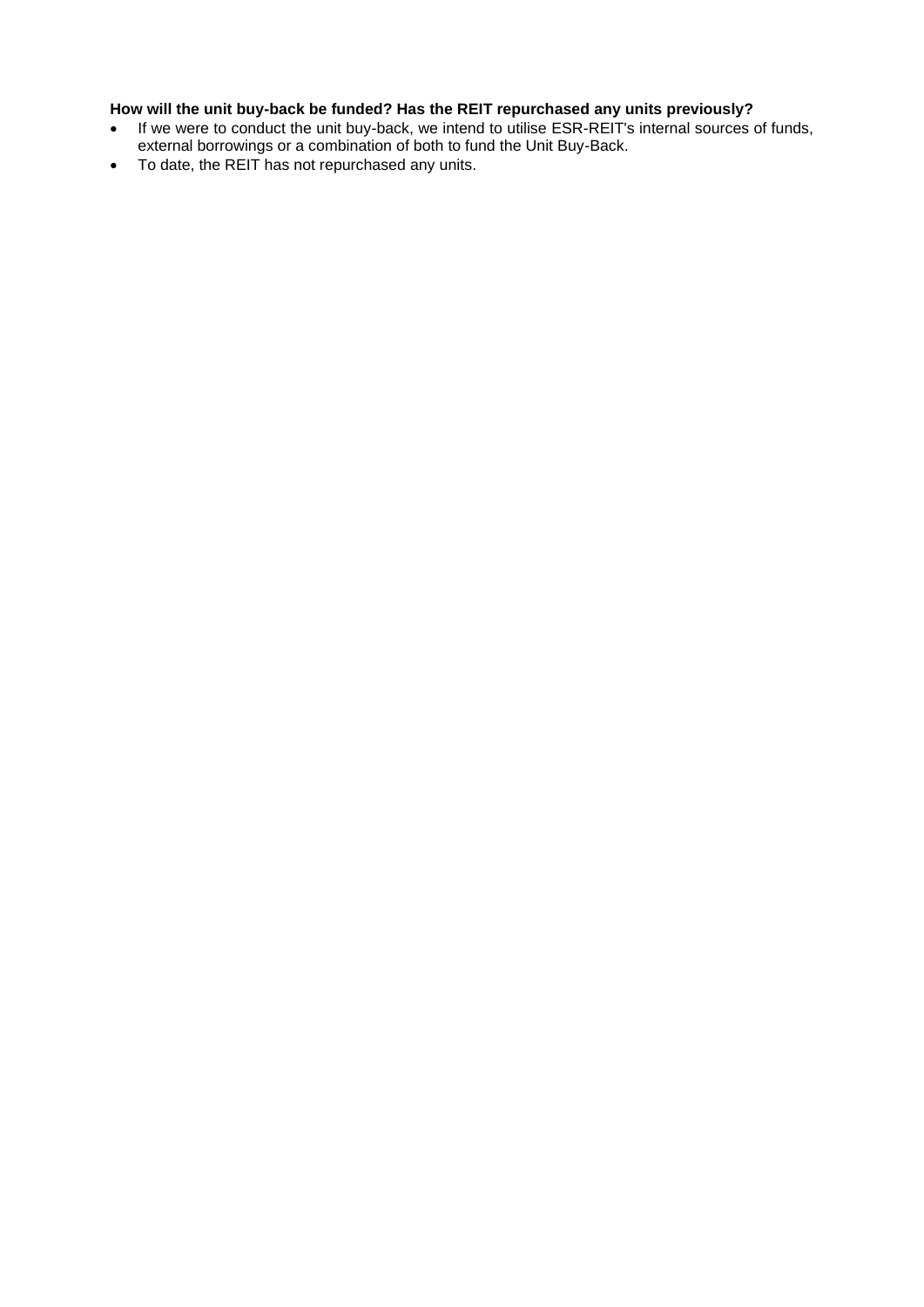**How will the unit buy-back be funded? Has the REIT repurchased any units previously?**

- If we were to conduct the unit buy-back, we intend to utilise ESR-REIT's internal sources of funds, external borrowings or a combination of both to fund the Unit Buy-Back.
- To date, the REIT has not repurchased any units.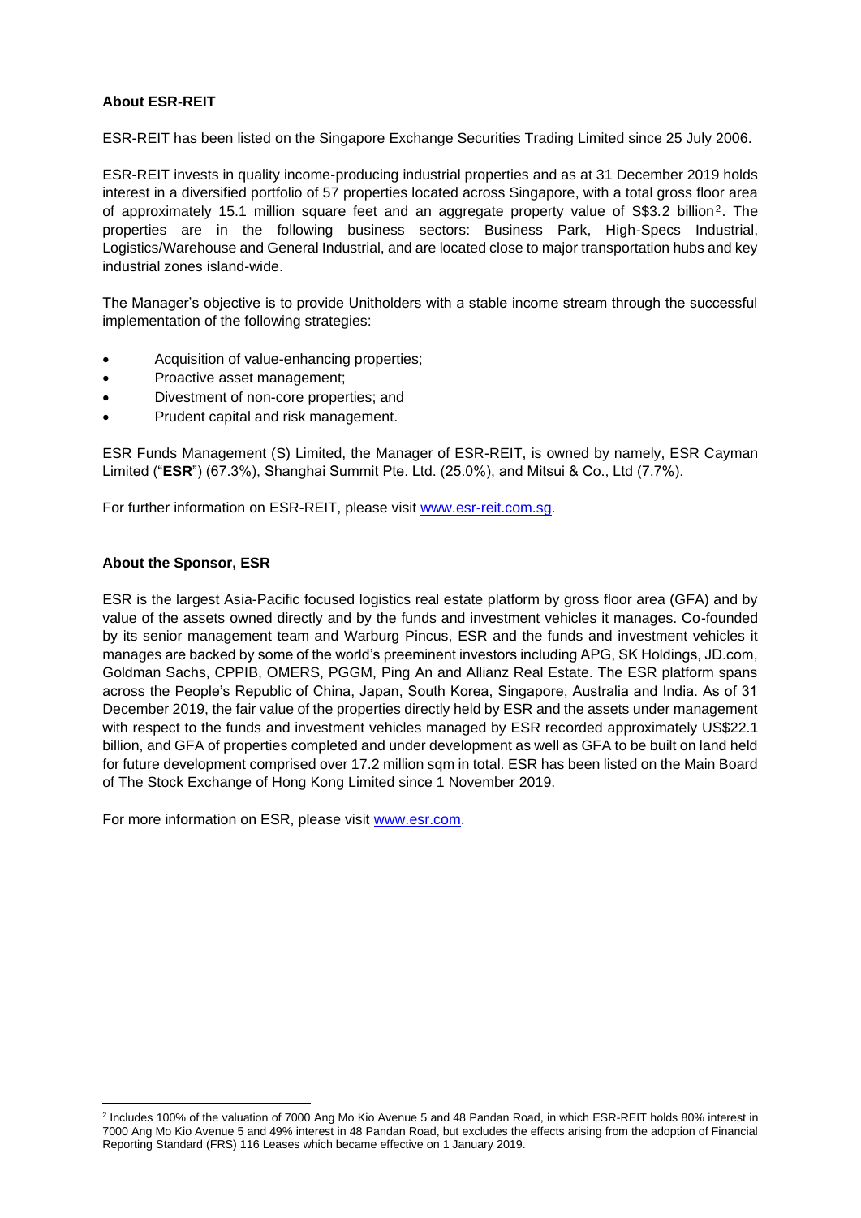**About ESR-REIT**

ESR-REIT has been listed on the Singapore Exchange Securities Trading Limited since 25 July 2006.

ESR-REIT invests in quality income-producing industrial properties and as at 31 December 2019 holds interest in a diversified portfolio of 57 properties located across Singapore, with a total gross floor area of approximately 15.1 million square feet and an aggregate property value of S$3.2 billion[2]. The properties are in the following business sectors: Business Park, High-Specs Industrial, Logistics/Warehouse and General Industrial, and are located close to major transportation hubs and key industrial zones island-wide.

The Manager's objective is to provide Unitholders with a stable income stream through the successful implementation of the following strategies:

- Acquisition of value-enhancing properties;
- Proactive asset management;
- Divestment of non-core properties; and
- Prudent capital and risk management.

ESR Funds Management (S) Limited, the Manager of ESR-REIT, is owned by namely, ESR Cayman Limited ("**ESR**") (67.3%), Shanghai Summit Pte. Ltd. (25.0%), and Mitsui & Co., Ltd (7.7%).

For further information on ESR-REIT, please visit [www.esr-reit.com.sg](http://www.esr-reit.com.sg).

**About the Sponsor, ESR**

ESR is the largest Asia-Pacific focused logistics real estate platform by gross floor area (GFA) and by value of the assets owned directly and by the funds and investment vehicles it manages. Co-founded by its senior management team and Warburg Pincus, ESR and the funds and investment vehicles it manages are backed by some of the world's preeminent investors including APG, SK Holdings, JD.com, Goldman Sachs, CPPIB, OMERS, PGGM, Ping An and Allianz Real Estate. The ESR platform spans across the People's Republic of China, Japan, South Korea, Singapore, Australia and India. As of 31 December 2019, the fair value of the properties directly held by ESR and the assets under management with respect to the funds and investment vehicles managed by ESR recorded approximately US$22.1 billion, and GFA of properties completed and under development as well as GFA to be built on land held for future development comprised over 17.2 million sqm in total. ESR has been listed on the Main Board of The Stock Exchange of Hong Kong Limited since 1 November 2019.

For more information on ESR, please visit [www.esr.com](http://www.esr.com).

---

[2] Includes 100% of the valuation of 7000 Ang Mo Kio Avenue 5 and 48 Pandan Road, in which ESR-REIT holds 80% interest in 7000 Ang Mo Kio Avenue 5 and 49% interest in 48 Pandan Road, but excludes the effects arising from the adoption of Financial Reporting Standard (FRS) 116 Leases which became effective on 1 January 2019.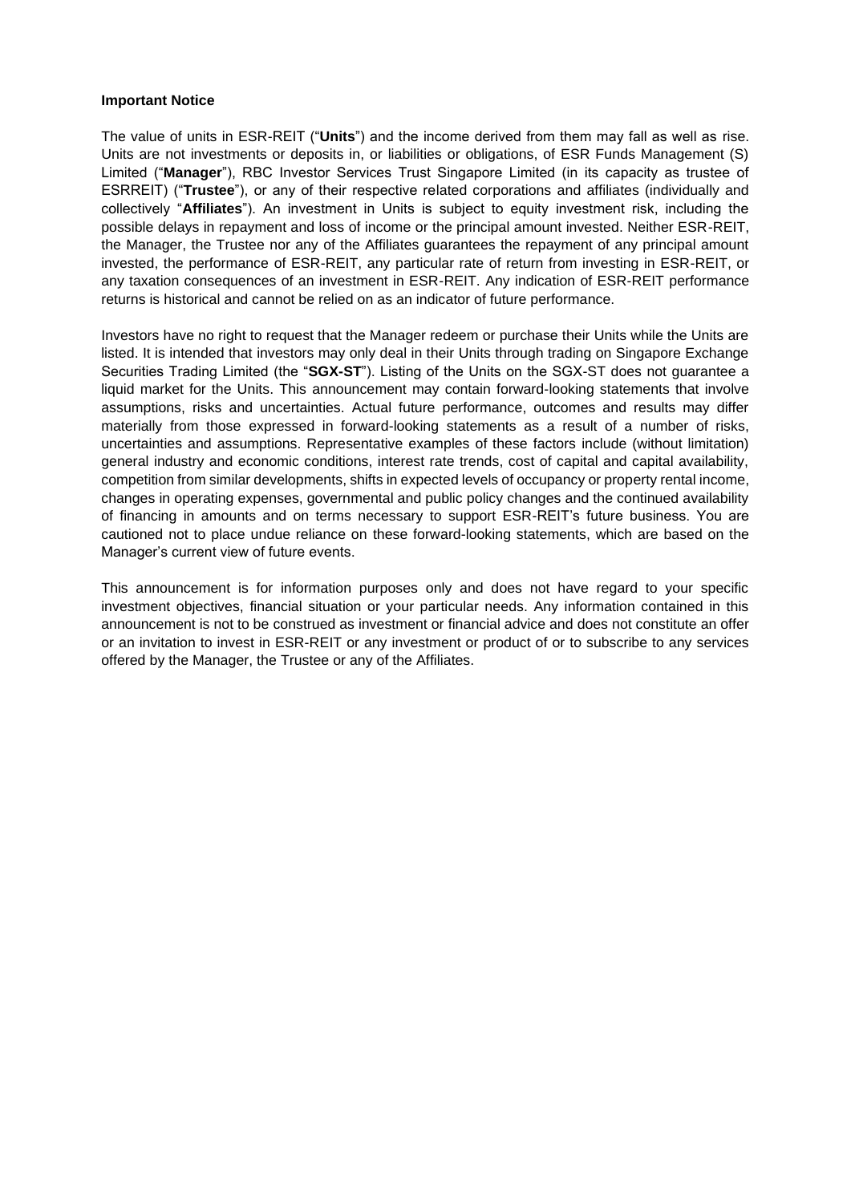**Important Notice**

The value of units in ESR-REIT ("**Units**") and the income derived from them may fall as well as rise. Units are not investments or deposits in, or liabilities or obligations, of ESR Funds Management (S) Limited ("**Manager**"), RBC Investor Services Trust Singapore Limited (in its capacity as trustee of ESRREIT) ("**Trustee**"), or any of their respective related corporations and affiliates (individually and collectively "**Affiliates**"). An investment in Units is subject to equity investment risk, including the possible delays in repayment and loss of income or the principal amount invested. Neither ESR-REIT, the Manager, the Trustee nor any of the Affiliates guarantees the repayment of any principal amount invested, the performance of ESR-REIT, any particular rate of return from investing in ESR-REIT, or any taxation consequences of an investment in ESR-REIT. Any indication of ESR-REIT performance returns is historical and cannot be relied on as an indicator of future performance.

Investors have no right to request that the Manager redeem or purchase their Units while the Units are listed. It is intended that investors may only deal in their Units through trading on Singapore Exchange Securities Trading Limited (the "**SGX-ST**"). Listing of the Units on the SGX-ST does not guarantee a liquid market for the Units. This announcement may contain forward-looking statements that involve assumptions, risks and uncertainties. Actual future performance, outcomes and results may differ materially from those expressed in forward-looking statements as a result of a number of risks, uncertainties and assumptions. Representative examples of these factors include (without limitation) general industry and economic conditions, interest rate trends, cost of capital and capital availability, competition from similar developments, shifts in expected levels of occupancy or property rental income, changes in operating expenses, governmental and public policy changes and the continued availability of financing in amounts and on terms necessary to support ESR-REIT's future business. You are cautioned not to place undue reliance on these forward-looking statements, which are based on the Manager's current view of future events.

This announcement is for information purposes only and does not have regard to your specific investment objectives, financial situation or your particular needs. Any information contained in this announcement is not to be construed as investment or financial advice and does not constitute an offer or an invitation to invest in ESR-REIT or any investment or product of or to subscribe to any services offered by the Manager, the Trustee or any of the Affiliates.